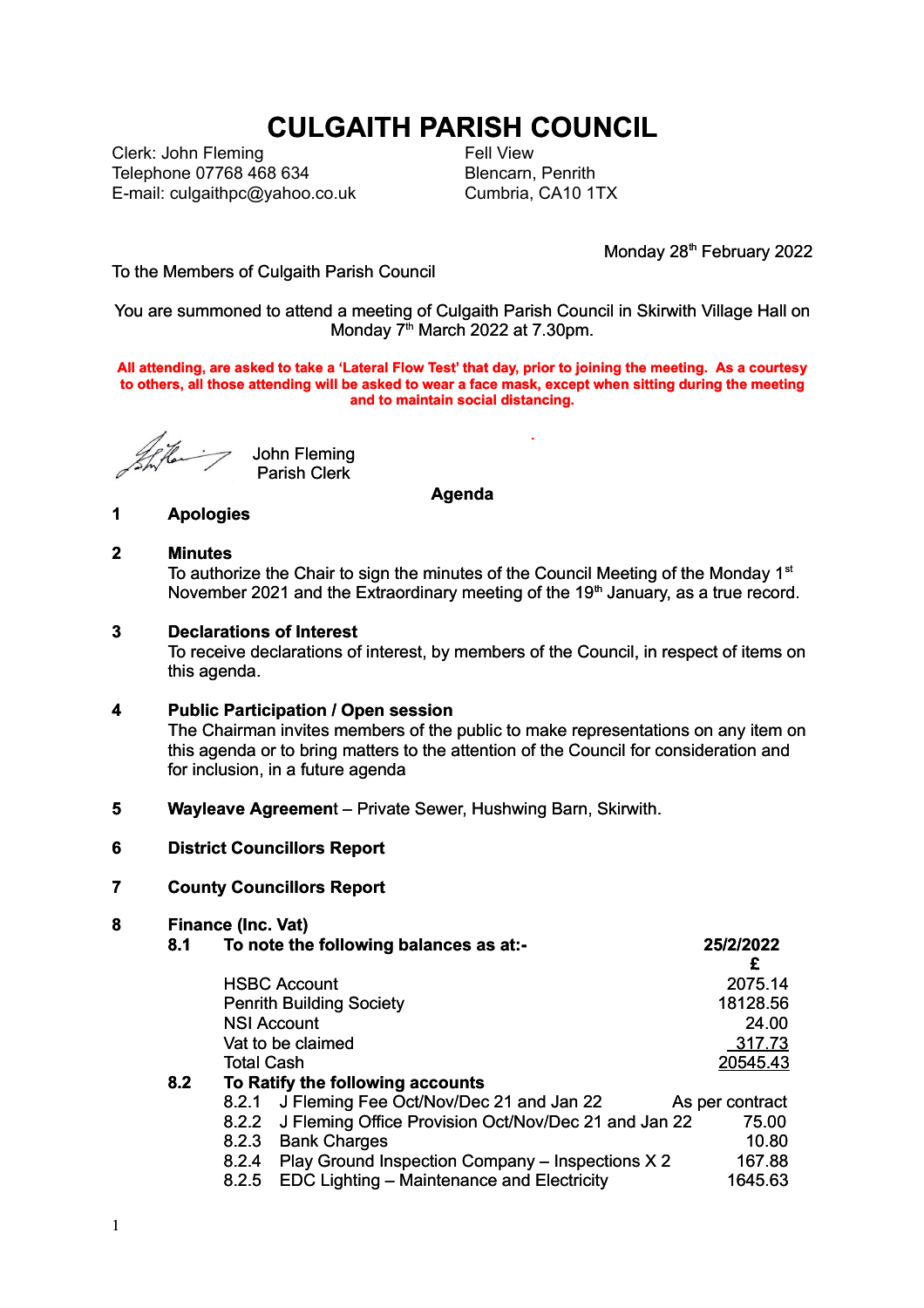# CULGAITH PARISH COUNCIL

Clerk: John Fleming
Telephone 07768 468 634
E-mail: culgaithpc@yahoo.co.uk

Fell View
Blencarn, Penrith
Cumbria, CA10 1TX

Monday 28th February 2022

To the Members of Culgaith Parish Council

You are summoned to attend a meeting of Culgaith Parish Council in Skirwith Village Hall on Monday 7th March 2022 at 7.30pm.

**All attending, are asked to take a 'Lateral Flow Test' that day, prior to joining the meeting. As a courtesy to others, all those attending will be asked to wear a face mask, except when sitting during the meeting and to maintain social distancing.**

John Fleming
Parish Clerk

**Agenda**

**1 Apologies**

**2 Minutes**
To authorize the Chair to sign the minutes of the Council Meeting of the Monday 1st November 2021 and the Extraordinary meeting of the 19th January, as a true record.

**3 Declarations of Interest**
To receive declarations of interest, by members of the Council, in respect of items on this agenda.

**4 Public Participation / Open session**
The Chairman invites members of the public to make representations on any item on this agenda or to bring matters to the attention of the Council for consideration and for inclusion, in a future agenda

**5 Wayleave Agreement** – Private Sewer, Hushwing Barn, Skirwith.

**6 District Councillors Report**

**7 County Councillors Report**

**8 Finance (Inc. Vat)**

**8.1 To note the following balances as at:-**

| | 25/2/2022 £ |
|---|---|
| HSBC Account | 2075.14 |
| Penrith Building Society | 18128.56 |
| NSI Account | 24.00 |
| Vat to be claimed | 317.73 |
| Total Cash | 20545.43 |

**8.2 To Ratify the following accounts**

| | | |
|---|---|---|
| 8.2.1 | J Fleming Fee Oct/Nov/Dec 21 and Jan 22 | As per contract |
| 8.2.2 | J Fleming Office Provision Oct/Nov/Dec 21 and Jan 22 | 75.00 |
| 8.2.3 | Bank Charges | 10.80 |
| 8.2.4 | Play Ground Inspection Company – Inspections X 2 | 167.88 |
| 8.2.5 | EDC Lighting – Maintenance and Electricity | 1645.63 |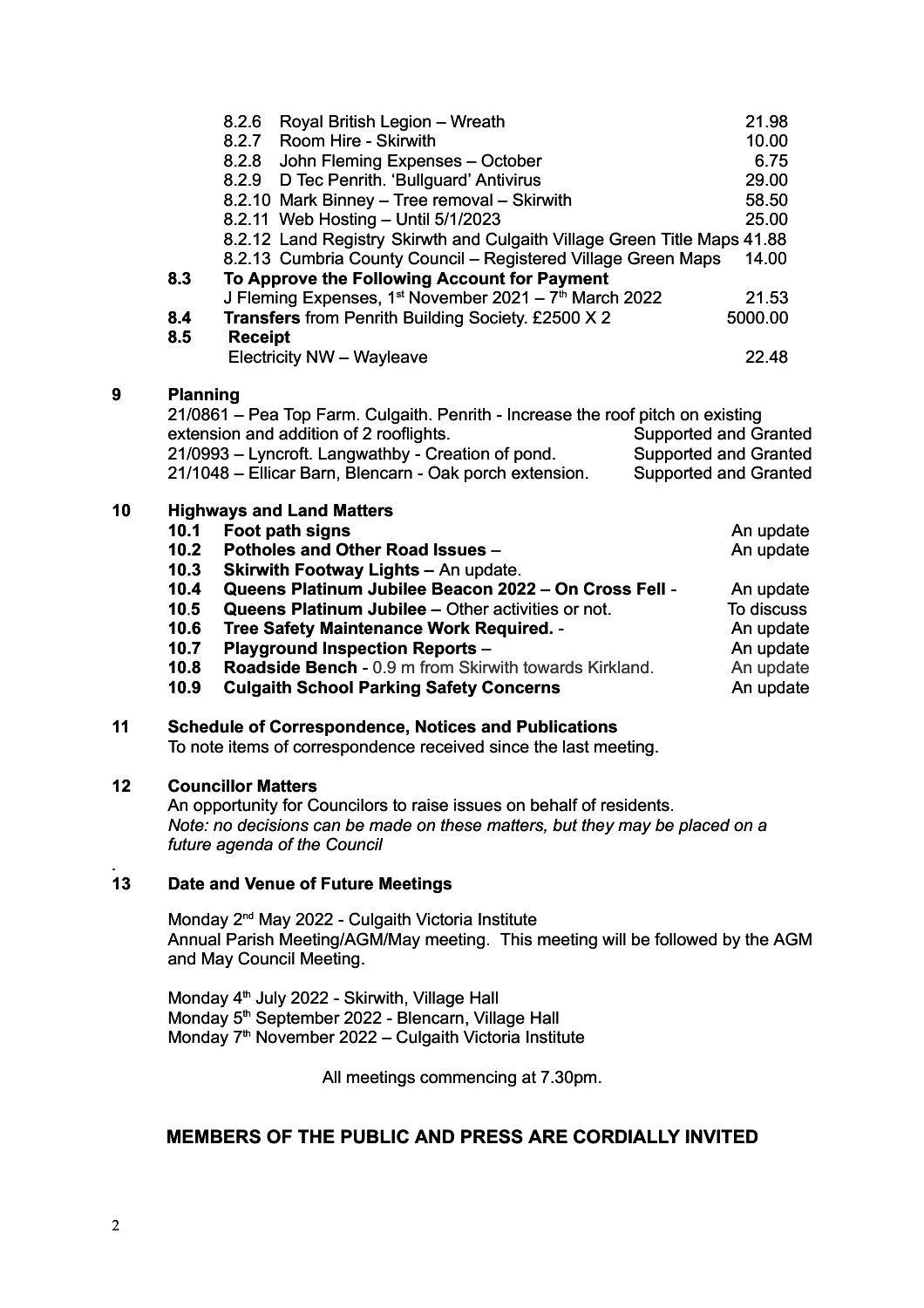| | | | |
|---|---|---|---|
| | 8.2.6 | Royal British Legion – Wreath | 21.98 |
| | 8.2.7 | Room Hire - Skirwith | 10.00 |
| | 8.2.8 | John Fleming Expenses – October | 6.75 |
| | 8.2.9 | D Tec Penrith. 'Bullguard' Antivirus | 29.00 |
| | 8.2.10 | Mark Binney – Tree removal – Skirwith | 58.50 |
| | 8.2.11 | Web Hosting – Until 5/1/2023 | 25.00 |
| | 8.2.12 | Land Registry Skirwth and Culgaith Village Green Title Maps | 41.88 |
| | 8.2.13 | Cumbria County Council – Registered Village Green Maps | 14.00 |
| **8.3** | **To Approve the Following Account for Payment** | | |
| | | J Fleming Expenses, 1st November 2021 – 7th March 2022 | 21.53 |
| **8.4** | **Transfers** from Penrith Building Society. £2500 X 2 | | 5000.00 |
| **8.5** | **Receipt** | | |
| | | Electricity NW – Wayleave | 22.48 |

## 9 Planning

| | |
|---|---|
| 21/0861 – Pea Top Farm. Culgaith. Penrith - Increase the roof pitch on existing extension and addition of 2 rooflights. | Supported and Granted |
| 21/0993 – Lyncroft. Langwathby - Creation of pond. | Supported and Granted |
| 21/1048 – Ellicar Barn, Blencarn - Oak porch extension. | Supported and Granted |

## 10 Highways and Land Matters

| | | |
|---|---|---|
| **10.1** | **Foot path signs** | An update |
| **10.2** | **Potholes and Other Road Issues** – | An update |
| **10.3** | **Skirwith Footway Lights –** An update. | |
| **10.4** | **Queens Platinum Jubilee Beacon 2022 – On Cross Fell** - | An update |
| **10.5** | **Queens Platinum Jubilee –** Other activities or not. | To discuss |
| **10.6** | **Tree Safety Maintenance Work Required.** - | An update |
| **10.7** | **Playground Inspection Reports** – | An update |
| **10.8** | **Roadside Bench** - 0.9 m from Skirwith towards Kirkland. | An update |
| **10.9** | **Culgaith School Parking Safety Concerns** | An update |

## 11 Schedule of Correspondence, Notices and Publications

To note items of correspondence received since the last meeting.

## 12 Councillor Matters

An opportunity for Councilors to raise issues on behalf of residents.
*Note: no decisions can be made on these matters, but they may be placed on a future agenda of the Council*

.

## 13 Date and Venue of Future Meetings

Monday 2nd May 2022 - Culgaith Victoria Institute
Annual Parish Meeting/AGM/May meeting. This meeting will be followed by the AGM and May Council Meeting.

Monday 4th July 2022 - Skirwith, Village Hall
Monday 5th September 2022 - Blencarn, Village Hall
Monday 7th November 2022 – Culgaith Victoria Institute

All meetings commencing at 7.30pm.

**MEMBERS OF THE PUBLIC AND PRESS ARE CORDIALLY INVITED**